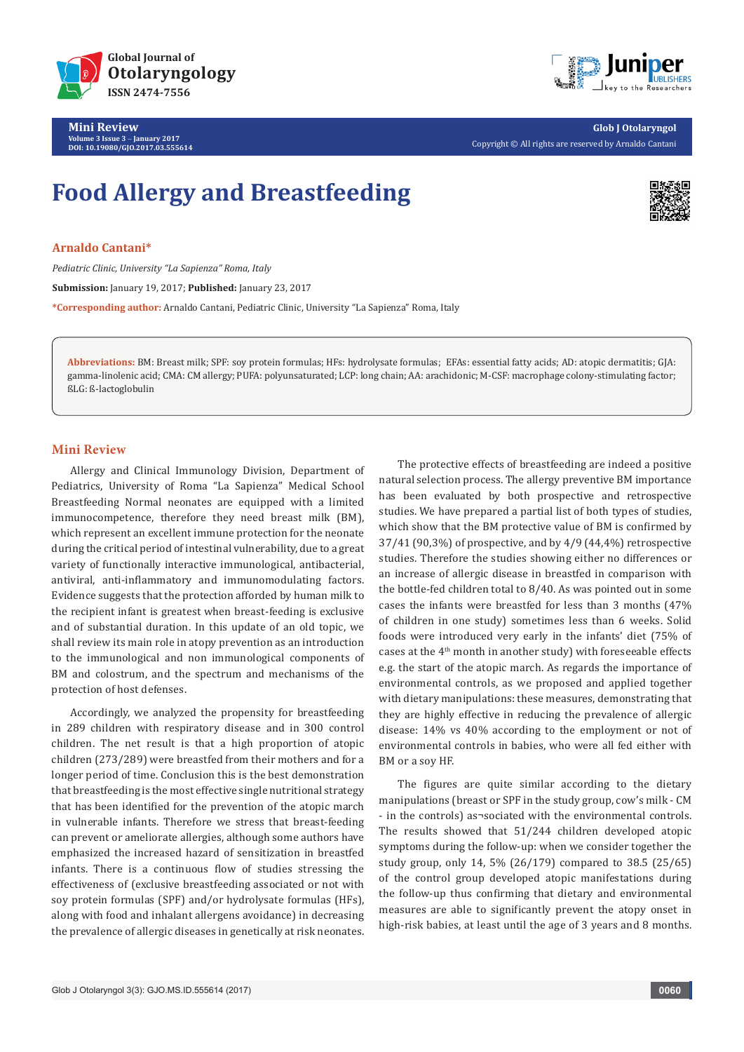# Food Allergy and Breastfeeding

**Arnaldo Cantani***

*Pediatric Clinic, University "La Sapienza" Roma, Italy*

**Submission:** January 19, 2017; **Published:** January 23, 2017

**\*Corresponding author:** Arnaldo Cantani, Pediatric Clinic, University "La Sapienza" Roma, Italy

**Abbreviations:** BM: Breast milk; SPF: soy protein formulas; HFs: hydrolysate formulas; EFAs: essential fatty acids; AD: atopic dermatitis; GJA: gamma-linolenic acid; CMA: CM allergy; PUFA: polyunsaturated; LCP: long chain; AA: arachidonic; M-CSF: macrophage colony-stimulating factor; ßLG: ß-lactoglobulin

## Mini Review

Allergy and Clinical Immunology Division, Department of Pediatrics, University of Roma "La Sapienza" Medical School Breastfeeding Normal neonates are equipped with a limited immunocompetence, therefore they need breast milk (BM), which represent an excellent immune protection for the neonate during the critical period of intestinal vulnerability, due to a great variety of functionally interactive immunological, antibacterial, antiviral, anti-inflammatory and immunomodulating factors. Evidence suggests that the protection afforded by human milk to the recipient infant is greatest when breast-feeding is exclusive and of substantial duration. In this update of an old topic, we shall review its main role in atopy prevention as an introduction to the immunological and non immunological components of BM and colostrum, and the spectrum and mechanisms of the protection of host defenses.

Accordingly, we analyzed the propensity for breastfeeding in 289 children with respiratory disease and in 300 control children. The net result is that a high proportion of atopic children (273/289) were breastfed from their mothers and for a longer period of time. Conclusion this is the best demonstration that breastfeeding is the most effective single nutritional strategy that has been identified for the prevention of the atopic march in vulnerable infants. Therefore we stress that breast-feeding can prevent or ameliorate allergies, although some authors have emphasized the increased hazard of sensitization in breastfed infants. There is a continuous flow of studies stressing the effectiveness of (exclusive breastfeeding associated or not with soy protein formulas (SPF) and/or hydrolysate formulas (HFs), along with food and inhalant allergens avoidance) in decreasing the prevalence of allergic diseases in genetically at risk neonates.

The protective effects of breastfeeding are indeed a positive natural selection process. The allergy preventive BM importance has been evaluated by both prospective and retrospective studies. We have prepared a partial list of both types of studies, which show that the BM protective value of BM is confirmed by 37/41 (90,3%) of prospective, and by 4/9 (44,4%) retrospective studies. Therefore the studies showing either no differences or an increase of allergic disease in breastfed in comparison with the bottle-fed children total to 8/40. As was pointed out in some cases the infants were breastfed for less than 3 months (47% of children in one study) sometimes less than 6 weeks. Solid foods were introduced very early in the infants' diet (75% of cases at the 4th month in another study) with foreseeable effects e.g. the start of the atopic march. As regards the importance of environmental controls, as we proposed and applied together with dietary manipulations: these measures, demonstrating that they are highly effective in reducing the prevalence of allergic disease: 14% vs 40% according to the employment or not of environmental controls in babies, who were all fed either with BM or a soy HF.

The figures are quite similar according to the dietary manipulations (breast or SPF in the study group, cow's milk - CM - in the controls) as¬sociated with the environmental controls. The results showed that 51/244 children developed atopic symptoms during the follow-up: when we consider together the study group, only 14, 5% (26/179) compared to 38.5 (25/65) of the control group developed atopic manifestations during the follow-up thus confirming that dietary and environmental measures are able to significantly prevent the atopy onset in high-risk babies, at least until the age of 3 years and 8 months.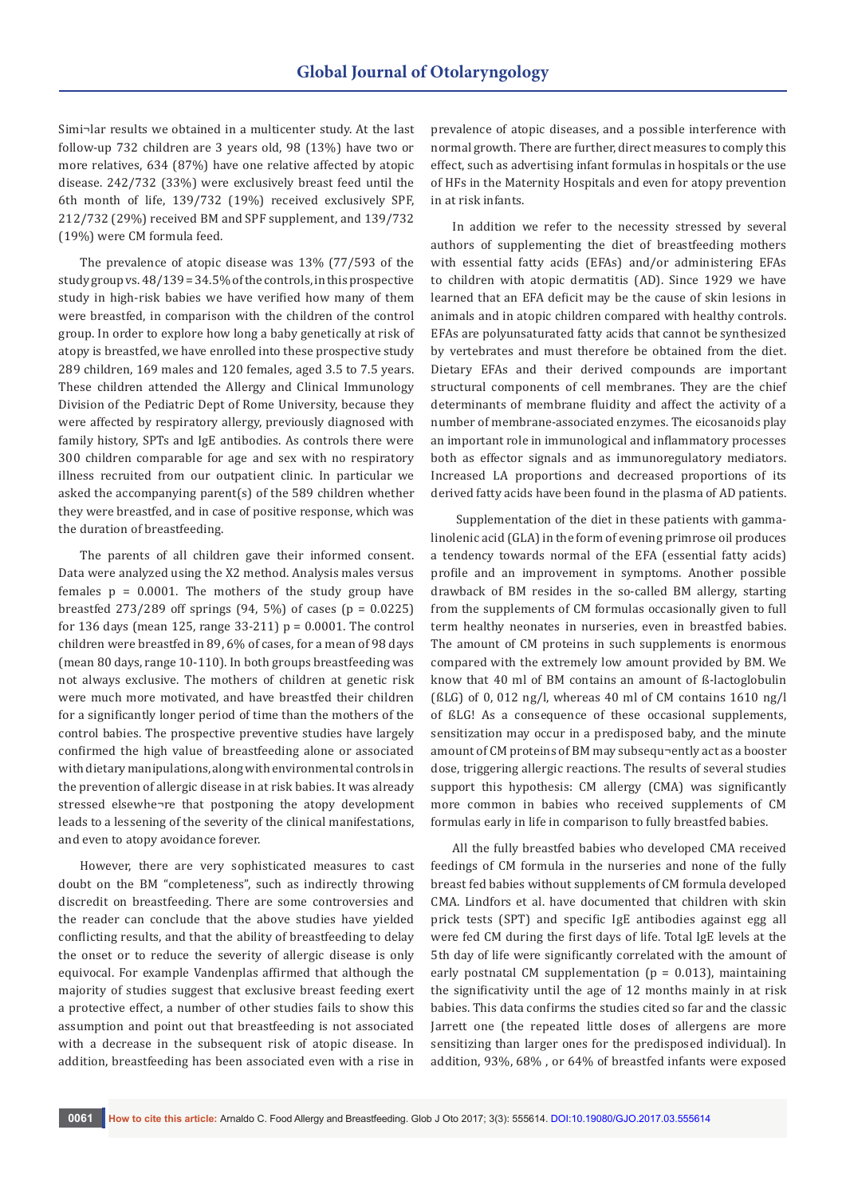Simi¬lar results we obtained in a multicenter study. At the last follow-up 732 children are 3 years old, 98 (13%) have two or more relatives, 634 (87%) have one relative affected by atopic disease. 242/732 (33%) were exclusively breast feed until the 6th month of life, 139/732 (19%) received exclusively SPF, 212/732 (29%) received BM and SPF supplement, and 139/732 (19%) were CM formula feed.

The prevalence of atopic disease was 13% (77/593 of the study group vs. 48/139 = 34.5% of the controls, in this prospective study in high-risk babies we have verified how many of them were breastfed, in comparison with the children of the control group. In order to explore how long a baby genetically at risk of atopy is breastfed, we have enrolled into these prospective study 289 children, 169 males and 120 females, aged 3.5 to 7.5 years. These children attended the Allergy and Clinical Immunology Division of the Pediatric Dept of Rome University, because they were affected by respiratory allergy, previously diagnosed with family history, SPTs and IgE antibodies. As controls there were 300 children comparable for age and sex with no respiratory illness recruited from our outpatient clinic. In particular we asked the accompanying parent(s) of the 589 children whether they were breastfed, and in case of positive response, which was the duration of breastfeeding.

The parents of all children gave their informed consent. Data were analyzed using the X2 method. Analysis males versus females $p = 0.0001$. The mothers of the study group have breastfed 273/289 off springs (94, 5%) of cases ($p = 0.0225$) for 136 days (mean 125, range 33-211) $p = 0.0001$. The control children were breastfed in 89, 6% of cases, for a mean of 98 days (mean 80 days, range 10-110). In both groups breastfeeding was not always exclusive. The mothers of children at genetic risk were much more motivated, and have breastfed their children for a significantly longer period of time than the mothers of the control babies. The prospective preventive studies have largely confirmed the high value of breastfeeding alone or associated with dietary manipulations, along with environmental controls in the prevention of allergic disease in at risk babies. It was already stressed elsewhe¬re that postponing the atopy development leads to a lessening of the severity of the clinical manifestations, and even to atopy avoidance forever.

However, there are very sophisticated measures to cast doubt on the BM "completeness", such as indirectly throwing discredit on breastfeeding. There are some controversies and the reader can conclude that the above studies have yielded conflicting results, and that the ability of breastfeeding to delay the onset or to reduce the severity of allergic disease is only equivocal. For example Vandenplas affirmed that although the majority of studies suggest that exclusive breast feeding exert a protective effect, a number of other studies fails to show this assumption and point out that breastfeeding is not associated with a decrease in the subsequent risk of atopic disease. In addition, breastfeeding has been associated even with a rise in prevalence of atopic diseases, and a possible interference with normal growth. There are further, direct measures to comply this effect, such as advertising infant formulas in hospitals or the use of HFs in the Maternity Hospitals and even for atopy prevention in at risk infants.

In addition we refer to the necessity stressed by several authors of supplementing the diet of breastfeeding mothers with essential fatty acids (EFAs) and/or administering EFAs to children with atopic dermatitis (AD). Since 1929 we have learned that an EFA deficit may be the cause of skin lesions in animals and in atopic children compared with healthy controls. EFAs are polyunsaturated fatty acids that cannot be synthesized by vertebrates and must therefore be obtained from the diet. Dietary EFAs and their derived compounds are important structural components of cell membranes. They are the chief determinants of membrane fluidity and affect the activity of a number of membrane-associated enzymes. The eicosanoids play an important role in immunological and inflammatory processes both as effector signals and as immunoregulatory mediators. Increased LA proportions and decreased proportions of its derived fatty acids have been found in the plasma of AD patients.

Supplementation of the diet in these patients with gamma-linolenic acid (GLA) in the form of evening primrose oil produces a tendency towards normal of the EFA (essential fatty acids) profile and an improvement in symptoms. Another possible drawback of BM resides in the so-called BM allergy, starting from the supplements of CM formulas occasionally given to full term healthy neonates in nurseries, even in breastfed babies. The amount of CM proteins in such supplements is enormous compared with the extremely low amount provided by BM. We know that 40 ml of BM contains an amount of ß-lactoglobulin (ßLG) of 0, 012 ng/l, whereas 40 ml of CM contains 1610 ng/l of ßLG! As a consequence of these occasional supplements, sensitization may occur in a predisposed baby, and the minute amount of CM proteins of BM may subsequ¬ently act as a booster dose, triggering allergic reactions. The results of several studies support this hypothesis: CM allergy (CMA) was significantly more common in babies who received supplements of CM formulas early in life in comparison to fully breastfed babies.

All the fully breastfed babies who developed CMA received feedings of CM formula in the nurseries and none of the fully breast fed babies without supplements of CM formula developed CMA. Lindfors et al. have documented that children with skin prick tests (SPT) and specific IgE antibodies against egg all were fed CM during the first days of life. Total IgE levels at the 5th day of life were significantly correlated with the amount of early postnatal CM supplementation ($p = 0.013$), maintaining the significativity until the age of 12 months mainly in at risk babies. This data confirms the studies cited so far and the classic Jarrett one (the repeated little doses of allergens are more sensitizing than larger ones for the predisposed individual). In addition, 93%, 68% , or 64% of breastfed infants were exposed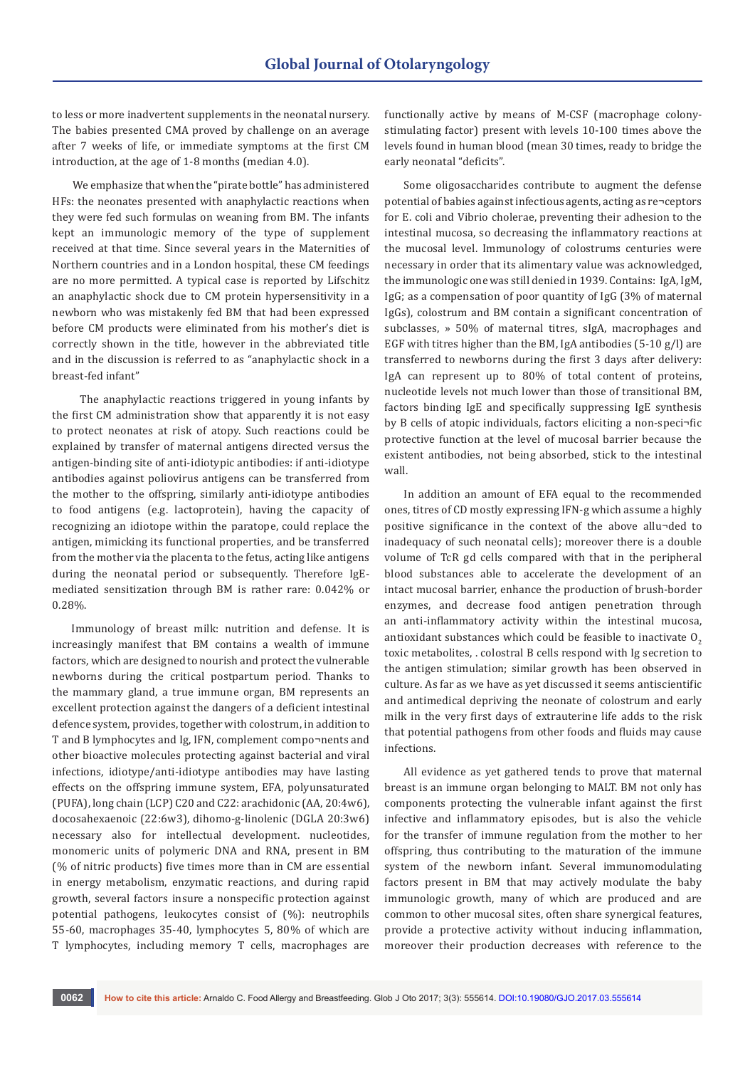to less or more inadvertent supplements in the neonatal nursery. The babies presented CMA proved by challenge on an average after 7 weeks of life, or immediate symptoms at the first CM introduction, at the age of 1-8 months (median 4.0).

We emphasize that when the "pirate bottle" has administered HFs: the neonates presented with anaphylactic reactions when they were fed such formulas on weaning from BM. The infants kept an immunologic memory of the type of supplement received at that time. Since several years in the Maternities of Northern countries and in a London hospital, these CM feedings are no more permitted. A typical case is reported by Lifschitz an anaphylactic shock due to CM protein hypersensitivity in a newborn who was mistakenly fed BM that had been expressed before CM products were eliminated from his mother's diet is correctly shown in the title, however in the abbreviated title and in the discussion is referred to as "anaphylactic shock in a breast-fed infant"

The anaphylactic reactions triggered in young infants by the first CM administration show that apparently it is not easy to protect neonates at risk of atopy. Such reactions could be explained by transfer of maternal antigens directed versus the antigen-binding site of anti-idiotypic antibodies: if anti-idiotype antibodies against poliovirus antigens can be transferred from the mother to the offspring, similarly anti-idiotype antibodies to food antigens (e.g. lactoprotein), having the capacity of recognizing an idiotope within the paratope, could replace the antigen, mimicking its functional properties, and be transferred from the mother via the placenta to the fetus, acting like antigens during the neonatal period or subsequently. Therefore IgE-mediated sensitization through BM is rather rare: 0.042% or 0.28%.

Immunology of breast milk: nutrition and defense. It is increasingly manifest that BM contains a wealth of immune factors, which are designed to nourish and protect the vulnerable newborns during the critical postpartum period. Thanks to the mammary gland, a true immune organ, BM represents an excellent protection against the dangers of a deficient intestinal defence system, provides, together with colostrum, in addition to T and B lymphocytes and Ig, IFN, complement compo¬nents and other bioactive molecules protecting against bacterial and viral infections, idiotype/anti-idiotype antibodies may have lasting effects on the offspring immune system, EFA, polyunsaturated (PUFA), long chain (LCP) C20 and C22: arachidonic (AA, 20:4w6), docosahexaenoic (22:6w3), dihomo-g-linolenic (DGLA 20:3w6) necessary also for intellectual development. nucleotides, monomeric units of polymeric DNA and RNA, present in BM (% of nitric products) five times more than in CM are essential in energy metabolism, enzymatic reactions, and during rapid growth, several factors insure a nonspecific protection against potential pathogens, leukocytes consist of (%): neutrophils 55-60, macrophages 35-40, lymphocytes 5, 80% of which are T lymphocytes, including memory T cells, macrophages are functionally active by means of M-CSF (macrophage colony-stimulating factor) present with levels 10-100 times above the levels found in human blood (mean 30 times, ready to bridge the early neonatal "deficits".

Some oligosaccharides contribute to augment the defense potential of babies against infectious agents, acting as re¬ceptors for E. coli and Vibrio cholerae, preventing their adhesion to the intestinal mucosa, so decreasing the inflammatory reactions at the mucosal level. Immunology of colostrums centuries were necessary in order that its alimentary value was acknowledged, the immunologic one was still denied in 1939. Contains: IgA, IgM, IgG; as a compensation of poor quantity of IgG (3% of maternal IgGs), colostrum and BM contain a significant concentration of subclasses, » 50% of maternal titres, sIgA, macrophages and EGF with titres higher than the BM, IgA antibodies (5-10 g/l) are transferred to newborns during the first 3 days after delivery: IgA can represent up to 80% of total content of proteins, nucleotide levels not much lower than those of transitional BM, factors binding IgE and specifically suppressing IgE synthesis by B cells of atopic individuals, factors eliciting a non-speci¬fic protective function at the level of mucosal barrier because the existent antibodies, not being absorbed, stick to the intestinal wall.

In addition an amount of EFA equal to the recommended ones, titres of CD mostly expressing IFN-g which assume a highly positive significance in the context of the above allu¬ded to inadequacy of such neonatal cells); moreover there is a double volume of TcR gd cells compared with that in the peripheral blood substances able to accelerate the development of an intact mucosal barrier, enhance the production of brush-border enzymes, and decrease food antigen penetration through an anti-inflammatory activity within the intestinal mucosa, antioxidant substances which could be feasible to inactivate $O_2$ toxic metabolites, . colostral B cells respond with Ig secretion to the antigen stimulation; similar growth has been observed in culture. As far as we have as yet discussed it seems antiscientific and antimedical depriving the neonate of colostrum and early milk in the very first days of extrauterine life adds to the risk that potential pathogens from other foods and fluids may cause infections.

All evidence as yet gathered tends to prove that maternal breast is an immune organ belonging to MALT. BM not only has components protecting the vulnerable infant against the first infective and inflammatory episodes, but is also the vehicle for the transfer of immune regulation from the mother to her offspring, thus contributing to the maturation of the immune system of the newborn infant. Several immunomodulating factors present in BM that may actively modulate the baby immunologic growth, many of which are produced and are common to other mucosal sites, often share synergical features, provide a protective activity without inducing inflammation, moreover their production decreases with reference to the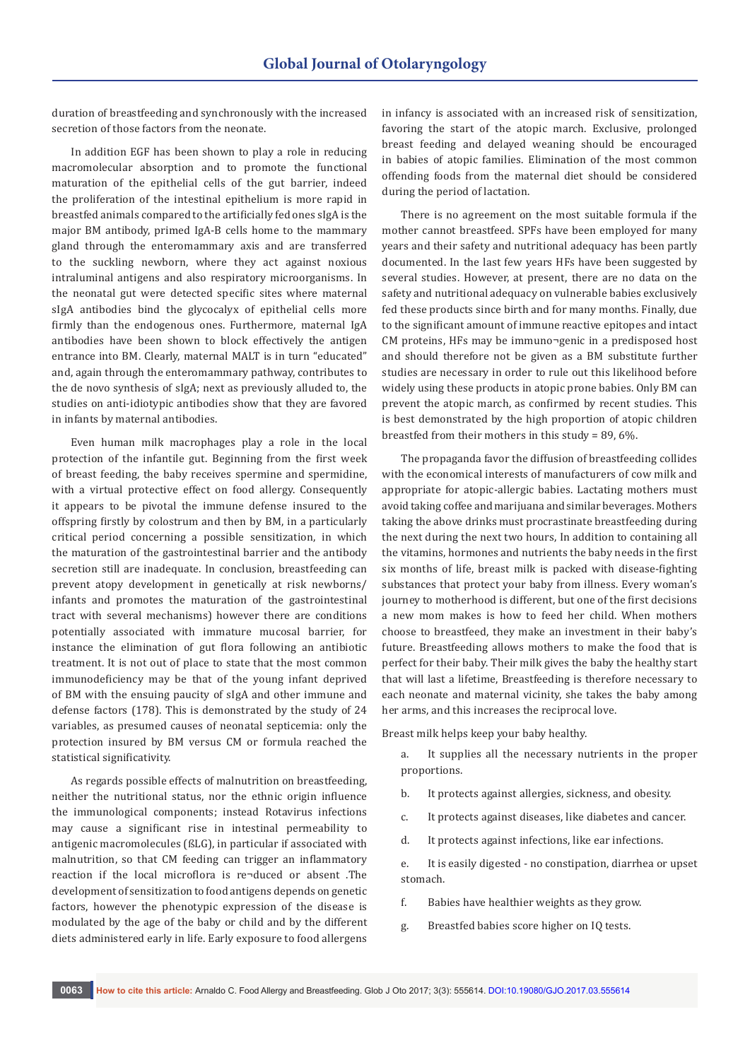duration of breastfeeding and synchronously with the increased secretion of those factors from the neonate.

In addition EGF has been shown to play a role in reducing macromolecular absorption and to promote the functional maturation of the epithelial cells of the gut barrier, indeed the proliferation of the intestinal epithelium is more rapid in breastfed animals compared to the artificially fed ones sIgA is the major BM antibody, primed IgA-B cells home to the mammary gland through the enteromammary axis and are transferred to the suckling newborn, where they act against noxious intraluminal antigens and also respiratory microorganisms. In the neonatal gut were detected specific sites where maternal sIgA antibodies bind the glycocalyx of epithelial cells more firmly than the endogenous ones. Furthermore, maternal IgA antibodies have been shown to block effectively the antigen entrance into BM. Clearly, maternal MALT is in turn "educated" and, again through the enteromammary pathway, contributes to the de novo synthesis of sIgA; next as previously alluded to, the studies on anti-idiotypic antibodies show that they are favored in infants by maternal antibodies.

Even human milk macrophages play a role in the local protection of the infantile gut. Beginning from the first week of breast feeding, the baby receives spermine and spermidine, with a virtual protective effect on food allergy. Consequently it appears to be pivotal the immune defense insured to the offspring firstly by colostrum and then by BM, in a particularly critical period concerning a possible sensitization, in which the maturation of the gastrointestinal barrier and the antibody secretion still are inadequate. In conclusion, breastfeeding can prevent atopy development in genetically at risk newborns/infants and promotes the maturation of the gastrointestinal tract with several mechanisms) however there are conditions potentially associated with immature mucosal barrier, for instance the elimination of gut flora following an antibiotic treatment. It is not out of place to state that the most common immunodeficiency may be that of the young infant deprived of BM with the ensuing paucity of sIgA and other immune and defense factors (178). This is demonstrated by the study of 24 variables, as presumed causes of neonatal septicemia: only the protection insured by BM versus CM or formula reached the statistical significativity.

As regards possible effects of malnutrition on breastfeeding, neither the nutritional status, nor the ethnic origin influence the immunological components; instead Rotavirus infections may cause a significant rise in intestinal permeability to antigenic macromolecules (ßLG), in particular if associated with malnutrition, so that CM feeding can trigger an inflammatory reaction if the local microflora is re¬duced or absent .The development of sensitization to food antigens depends on genetic factors, however the phenotypic expression of the disease is modulated by the age of the baby or child and by the different diets administered early in life. Early exposure to food allergens in infancy is associated with an increased risk of sensitization, favoring the start of the atopic march. Exclusive, prolonged breast feeding and delayed weaning should be encouraged in babies of atopic families. Elimination of the most common offending foods from the maternal diet should be considered during the period of lactation.

There is no agreement on the most suitable formula if the mother cannot breastfeed. SPFs have been employed for many years and their safety and nutritional adequacy has been partly documented. In the last few years HFs have been suggested by several studies. However, at present, there are no data on the safety and nutritional adequacy on vulnerable babies exclusively fed these products since birth and for many months. Finally, due to the significant amount of immune reactive epitopes and intact CM proteins, HFs may be immuno¬genic in a predisposed host and should therefore not be given as a BM substitute further studies are necessary in order to rule out this likelihood before widely using these products in atopic prone babies. Only BM can prevent the atopic march, as confirmed by recent studies. This is best demonstrated by the high proportion of atopic children breastfed from their mothers in this study = 89, 6%.

The propaganda favor the diffusion of breastfeeding collides with the economical interests of manufacturers of cow milk and appropriate for atopic-allergic babies. Lactating mothers must avoid taking coffee and marijuana and similar beverages. Mothers taking the above drinks must procrastinate breastfeeding during the next during the next two hours, In addition to containing all the vitamins, hormones and nutrients the baby needs in the first six months of life, breast milk is packed with disease-fighting substances that protect your baby from illness. Every woman's journey to motherhood is different, but one of the first decisions a new mom makes is how to feed her child. When mothers choose to breastfeed, they make an investment in their baby's future. Breastfeeding allows mothers to make the food that is perfect for their baby. Their milk gives the baby the healthy start that will last a lifetime, Breastfeeding is therefore necessary to each neonate and maternal vicinity, she takes the baby among her arms, and this increases the reciprocal love.

Breast milk helps keep your baby healthy.

a. It supplies all the necessary nutrients in the proper proportions.

b. It protects against allergies, sickness, and obesity.

c. It protects against diseases, like diabetes and cancer.

d. It protects against infections, like ear infections.

e. It is easily digested - no constipation, diarrhea or upset stomach.

f. Babies have healthier weights as they grow.

g. Breastfed babies score higher on IQ tests.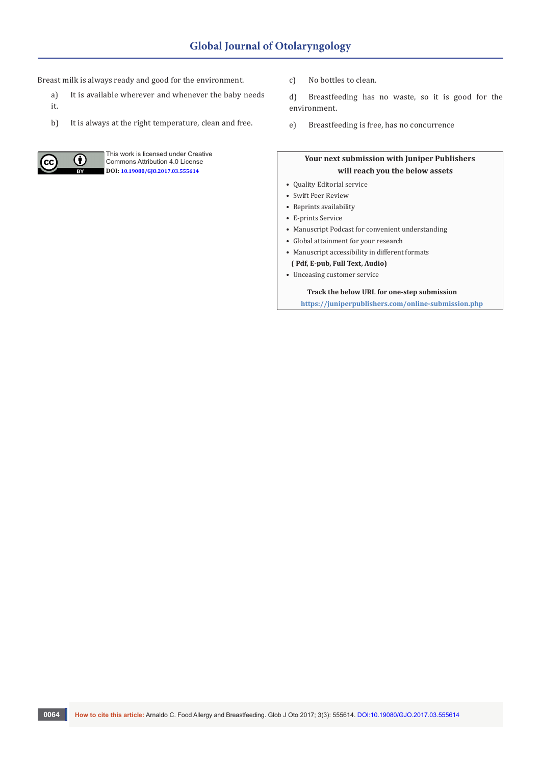Breast milk is always ready and good for the environment.

a) It is available wherever and whenever the baby needs it.

b) It is always at the right temperature, clean and free.

c) No bottles to clean.

d) Breastfeeding has no waste, so it is good for the environment.

e) Breastfeeding is free, has no concurrence

This work is licensed under Creative Commons Attribution 4.0 License
**DOI:** 10.19080/GJO.2017.03.555614

**Your next submission with Juniper Publishers will reach you the below assets**

- Quality Editorial service
- Swift Peer Review
- Reprints availability
- E-prints Service
- Manuscript Podcast for convenient understanding
- Global attainment for your research
- Manuscript accessibility in different formats **( Pdf, E-pub, Full Text, Audio)**
- Unceasing customer service

**Track the below URL for one-step submission**
https://juniperpublishers.com/online-submission.php

**How to cite this article:** Arnaldo C. Food Allergy and Breastfeeding. Glob J Oto 2017; 3(3): 555614. DOI:10.19080/GJO.2017.03.555614